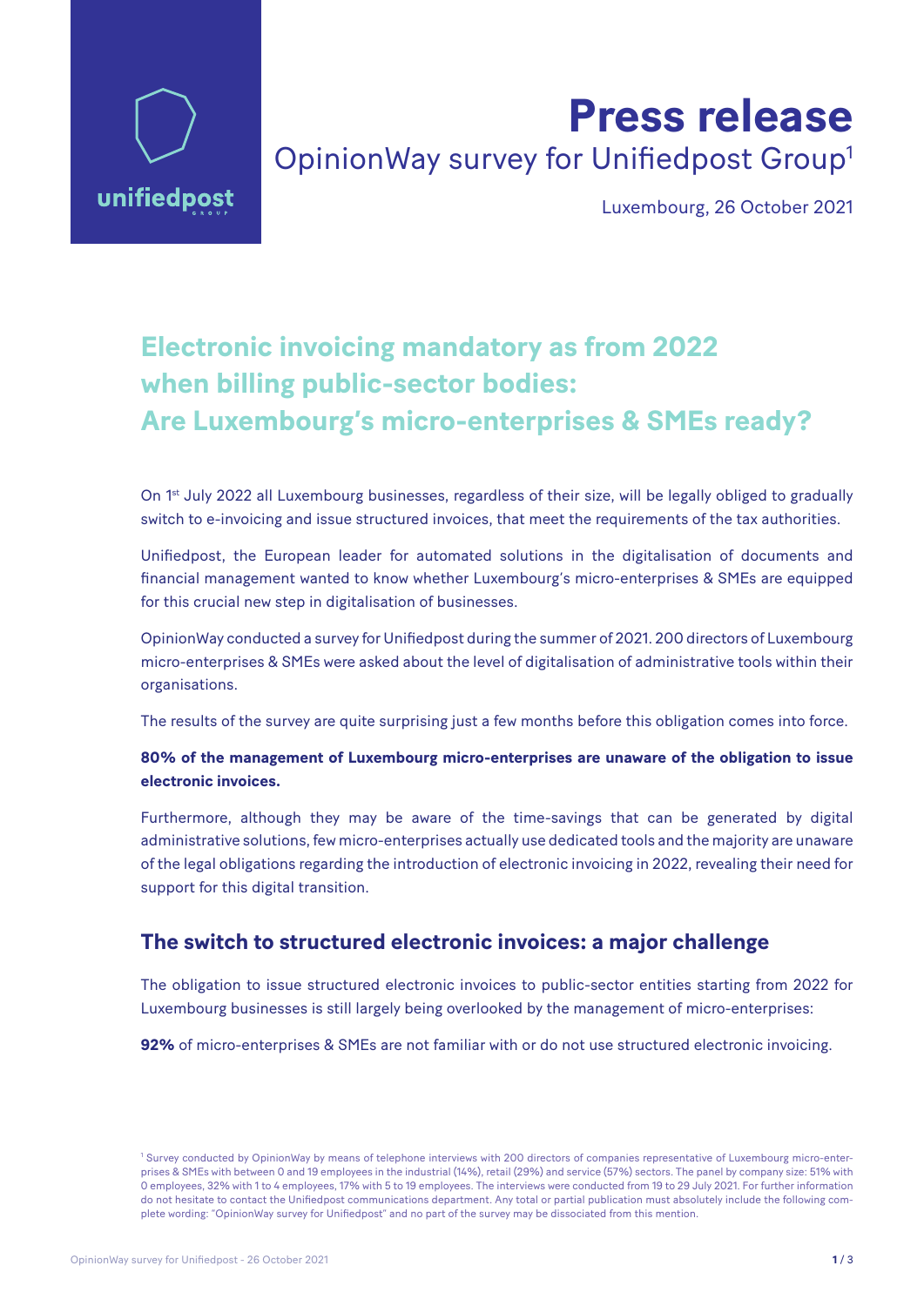# Press release

OpinionWay survey for Unifiedpost Group[1]

Luxembourg, 26 October 2021

## Electronic invoicing mandatory as from 2022 when billing public-sector bodies: Are Luxembourg's micro-enterprises & SMEs ready?

On 1st July 2022 all Luxembourg businesses, regardless of their size, will be legally obliged to gradually switch to e-invoicing and issue structured invoices, that meet the requirements of the tax authorities.

Unifiedpost, the European leader for automated solutions in the digitalisation of documents and financial management wanted to know whether Luxembourg's micro-enterprises & SMEs are equipped for this crucial new step in digitalisation of businesses.

OpinionWay conducted a survey for Unifiedpost during the summer of 2021. 200 directors of Luxembourg micro-enterprises & SMEs were asked about the level of digitalisation of administrative tools within their organisations.

The results of the survey are quite surprising just a few months before this obligation comes into force.

**80% of the management of Luxembourg micro-enterprises are unaware of the obligation to issue electronic invoices.**

Furthermore, although they may be aware of the time-savings that can be generated by digital administrative solutions, few micro-enterprises actually use dedicated tools and the majority are unaware of the legal obligations regarding the introduction of electronic invoicing in 2022, revealing their need for support for this digital transition.

## The switch to structured electronic invoices: a major challenge

The obligation to issue structured electronic invoices to public-sector entities starting from 2022 for Luxembourg businesses is still largely being overlooked by the management of micro-enterprises:

**92%** of micro-enterprises & SMEs are not familiar with or do not use structured electronic invoicing.

[1] Survey conducted by OpinionWay by means of telephone interviews with 200 directors of companies representative of Luxembourg micro-enterprises & SMEs with between 0 and 19 employees in the industrial (14%), retail (29%) and service (57%) sectors. The panel by company size: 51% with 0 employees, 32% with 1 to 4 employees, 17% with 5 to 19 employees. The interviews were conducted from 19 to 29 July 2021. For further information do not hesitate to contact the Unifiedpost communications department. Any total or partial publication must absolutely include the following complete wording: "OpinionWay survey for Unifiedpost" and no part of the survey may be dissociated from this mention.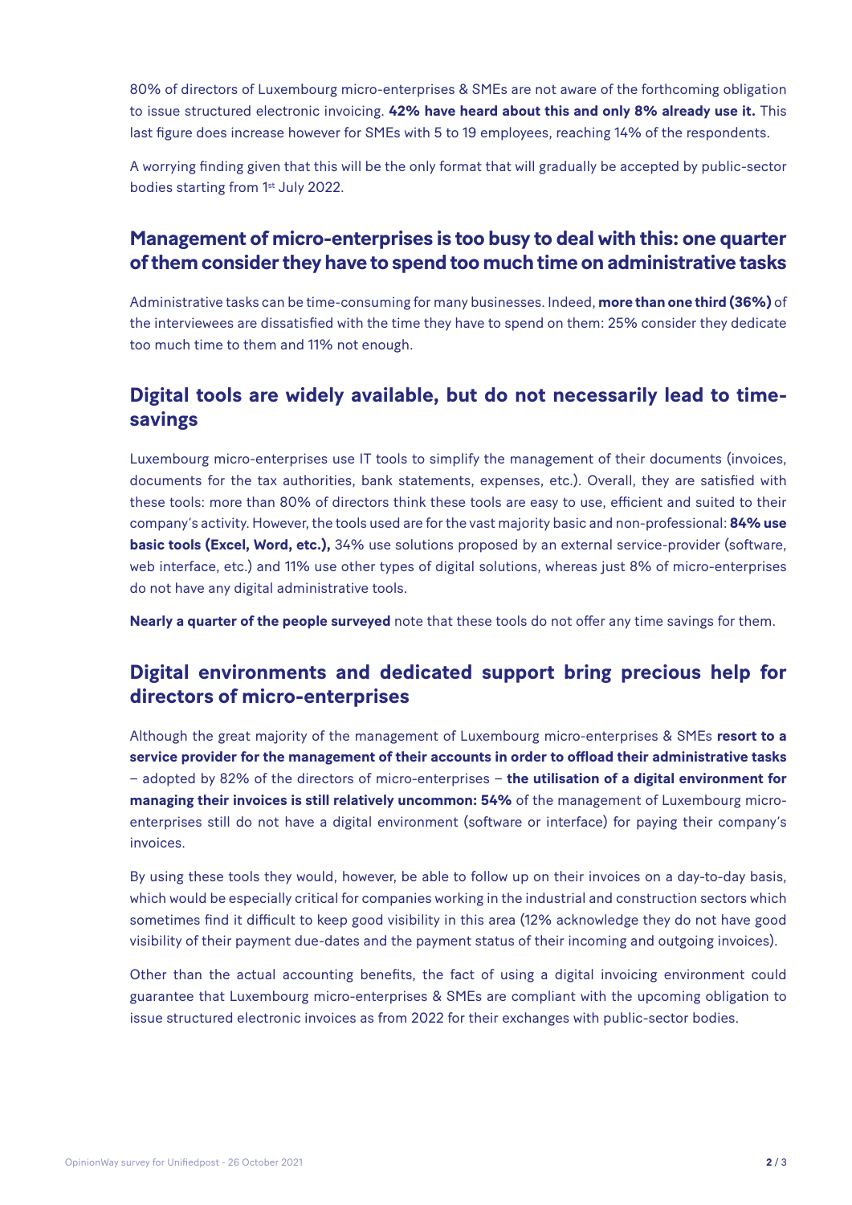80% of directors of Luxembourg micro-enterprises & SMEs are not aware of the forthcoming obligation to issue structured electronic invoicing. **42% have heard about this and only 8% already use it.** This last figure does increase however for SMEs with 5 to 19 employees, reaching 14% of the respondents.

A worrying finding given that this will be the only format that will gradually be accepted by public-sector bodies starting from 1st July 2022.

## Management of micro-enterprises is too busy to deal with this: one quarter of them consider they have to spend too much time on administrative tasks

Administrative tasks can be time-consuming for many businesses. Indeed, **more than one third (36%)** of the interviewees are dissatisfied with the time they have to spend on them: 25% consider they dedicate too much time to them and 11% not enough.

## Digital tools are widely available, but do not necessarily lead to time-savings

Luxembourg micro-enterprises use IT tools to simplify the management of their documents (invoices, documents for the tax authorities, bank statements, expenses, etc.). Overall, they are satisfied with these tools: more than 80% of directors think these tools are easy to use, efficient and suited to their company's activity. However, the tools used are for the vast majority basic and non-professional: **84% use basic tools (Excel, Word, etc.),** 34% use solutions proposed by an external service-provider (software, web interface, etc.) and 11% use other types of digital solutions, whereas just 8% of micro-enterprises do not have any digital administrative tools.

**Nearly a quarter of the people surveyed** note that these tools do not offer any time savings for them.

## Digital environments and dedicated support bring precious help for directors of micro-enterprises

Although the great majority of the management of Luxembourg micro-enterprises & SMEs **resort to a service provider for the management of their accounts in order to offload their administrative tasks** – adopted by 82% of the directors of micro-enterprises – **the utilisation of a digital environment for managing their invoices is still relatively uncommon: 54%** of the management of Luxembourg micro-enterprises still do not have a digital environment (software or interface) for paying their company's invoices.

By using these tools they would, however, be able to follow up on their invoices on a day-to-day basis, which would be especially critical for companies working in the industrial and construction sectors which sometimes find it difficult to keep good visibility in this area (12% acknowledge they do not have good visibility of their payment due-dates and the payment status of their incoming and outgoing invoices).

Other than the actual accounting benefits, the fact of using a digital invoicing environment could guarantee that Luxembourg micro-enterprises & SMEs are compliant with the upcoming obligation to issue structured electronic invoices as from 2022 for their exchanges with public-sector bodies.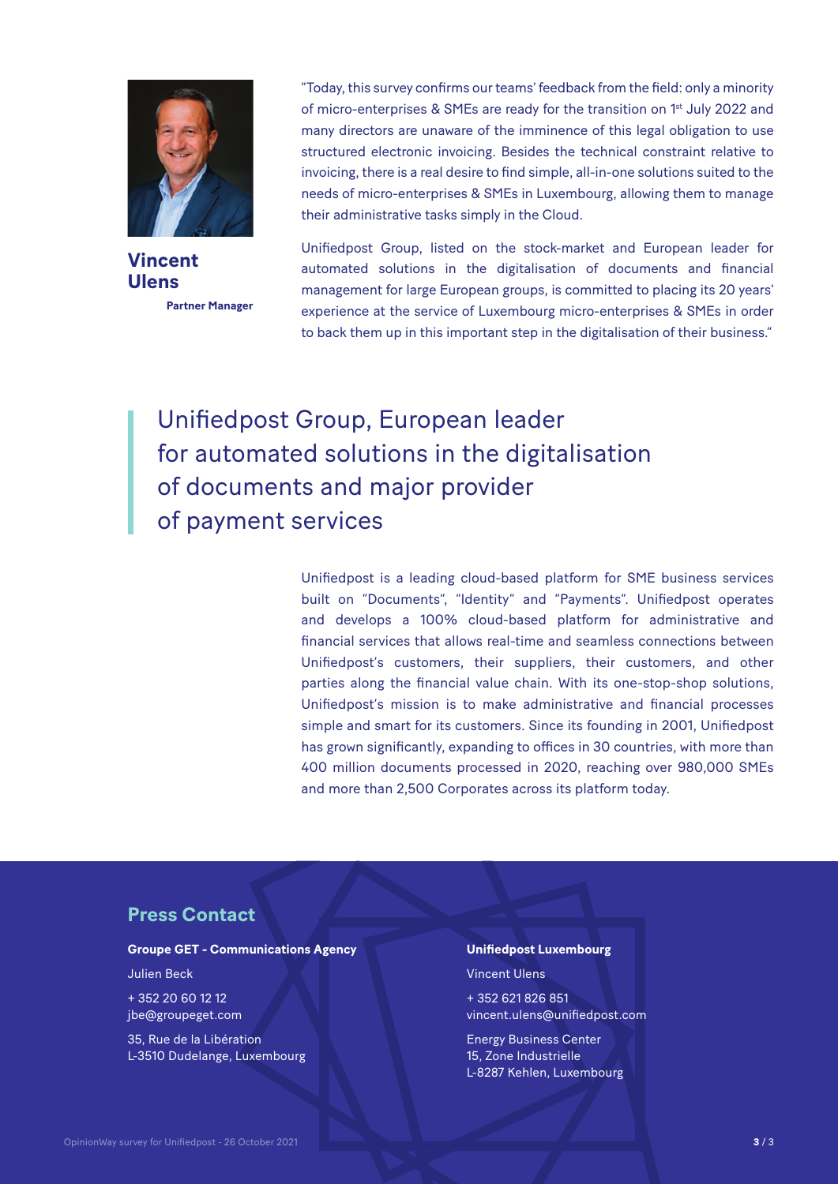**Vincent Ulens**
**Partner Manager**

"Today, this survey confirms our teams' feedback from the field: only a minority of micro-enterprises & SMEs are ready for the transition on 1st July 2022 and many directors are unaware of the imminence of this legal obligation to use structured electronic invoicing. Besides the technical constraint relative to invoicing, there is a real desire to find simple, all-in-one solutions suited to the needs of micro-enterprises & SMEs in Luxembourg, allowing them to manage their administrative tasks simply in the Cloud.

Unifiedpost Group, listed on the stock-market and European leader for automated solutions in the digitalisation of documents and financial management for large European groups, is committed to placing its 20 years' experience at the service of Luxembourg micro-enterprises & SMEs in order to back them up in this important step in the digitalisation of their business."

## Unifiedpost Group, European leader for automated solutions in the digitalisation of documents and major provider of payment services

Unifiedpost is a leading cloud-based platform for SME business services built on "Documents", "Identity" and "Payments". Unifiedpost operates and develops a 100% cloud-based platform for administrative and financial services that allows real-time and seamless connections between Unifiedpost's customers, their suppliers, their customers, and other parties along the financial value chain. With its one-stop-shop solutions, Unifiedpost's mission is to make administrative and financial processes simple and smart for its customers. Since its founding in 2001, Unifiedpost has grown significantly, expanding to offices in 30 countries, with more than 400 million documents processed in 2020, reaching over 980,000 SMEs and more than 2,500 Corporates across its platform today.

## Press Contact

**Groupe GET - Communications Agency**

Julien Beck

+ 352 20 60 12 12
jbe@groupeget.com

35, Rue de la Libération
L-3510 Dudelange, Luxembourg

**Unifiedpost Luxembourg**

Vincent Ulens

+ 352 621 826 851
vincent.ulens@unifiedpost.com

Energy Business Center
15, Zone Industrielle
L-8287 Kehlen, Luxembourg